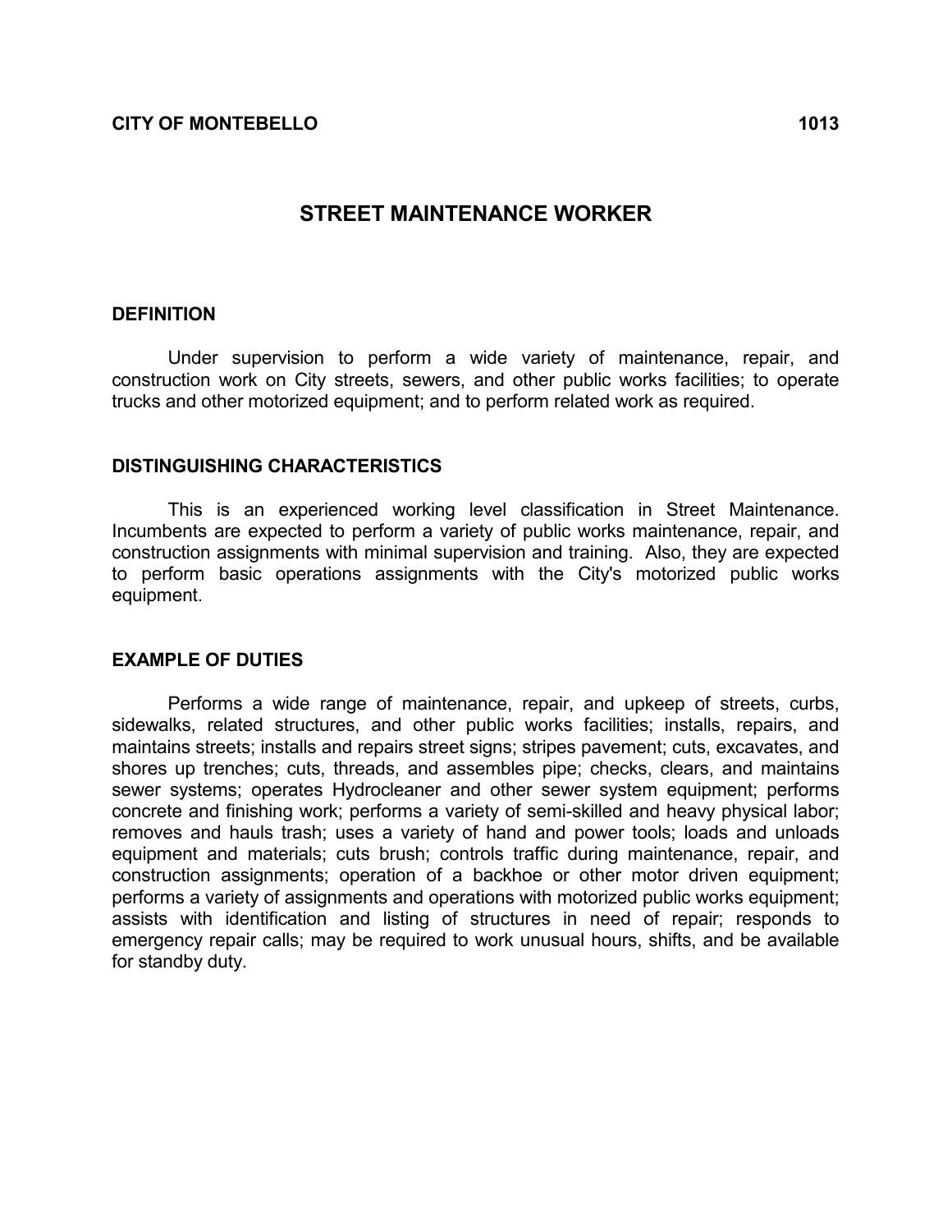**CITY OF MONTEBELLO** **1013**

# STREET MAINTENANCE WORKER

## DEFINITION

Under supervision to perform a wide variety of maintenance, repair, and construction work on City streets, sewers, and other public works facilities; to operate trucks and other motorized equipment; and to perform related work as required.

## DISTINGUISHING CHARACTERISTICS

This is an experienced working level classification in Street Maintenance. Incumbents are expected to perform a variety of public works maintenance, repair, and construction assignments with minimal supervision and training. Also, they are expected to perform basic operations assignments with the City's motorized public works equipment.

## EXAMPLE OF DUTIES

Performs a wide range of maintenance, repair, and upkeep of streets, curbs, sidewalks, related structures, and other public works facilities; installs, repairs, and maintains streets; installs and repairs street signs; stripes pavement; cuts, excavates, and shores up trenches; cuts, threads, and assembles pipe; checks, clears, and maintains sewer systems; operates Hydrocleaner and other sewer system equipment; performs concrete and finishing work; performs a variety of semi-skilled and heavy physical labor; removes and hauls trash; uses a variety of hand and power tools; loads and unloads equipment and materials; cuts brush; controls traffic during maintenance, repair, and construction assignments; operation of a backhoe or other motor driven equipment; performs a variety of assignments and operations with motorized public works equipment; assists with identification and listing of structures in need of repair; responds to emergency repair calls; may be required to work unusual hours, shifts, and be available for standby duty.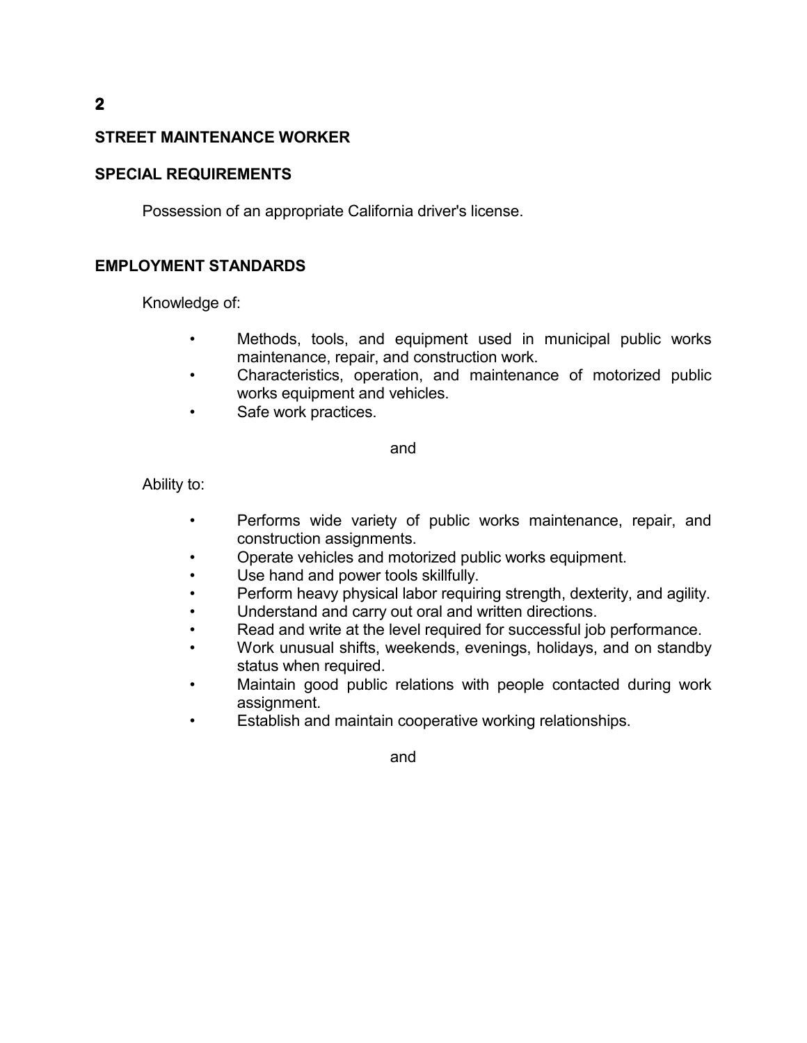## STREET MAINTENANCE WORKER

### SPECIAL REQUIREMENTS

Possession of an appropriate California driver's license.

### EMPLOYMENT STANDARDS

Knowledge of:

- Methods, tools, and equipment used in municipal public works maintenance, repair, and construction work.
- Characteristics, operation, and maintenance of motorized public works equipment and vehicles.
- Safe work practices.

and

Ability to:

- Performs wide variety of public works maintenance, repair, and construction assignments.
- Operate vehicles and motorized public works equipment.
- Use hand and power tools skillfully.
- Perform heavy physical labor requiring strength, dexterity, and agility.
- Understand and carry out oral and written directions.
- Read and write at the level required for successful job performance.
- Work unusual shifts, weekends, evenings, holidays, and on standby status when required.
- Maintain good public relations with people contacted during work assignment.
- Establish and maintain cooperative working relationships.

and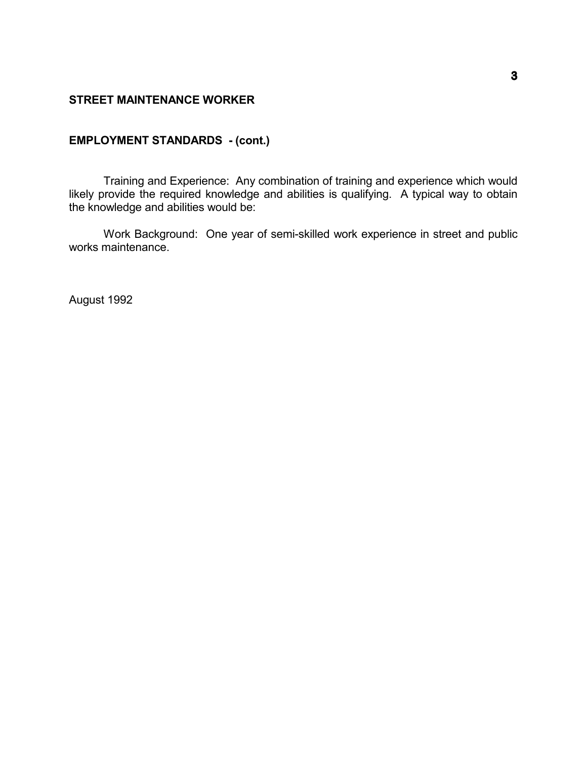**STREET MAINTENANCE WORKER**

**EMPLOYMENT STANDARDS - (cont.)**

Training and Experience: Any combination of training and experience which would likely provide the required knowledge and abilities is qualifying. A typical way to obtain the knowledge and abilities would be:

Work Background: One year of semi-skilled work experience in street and public works maintenance.

August 1992